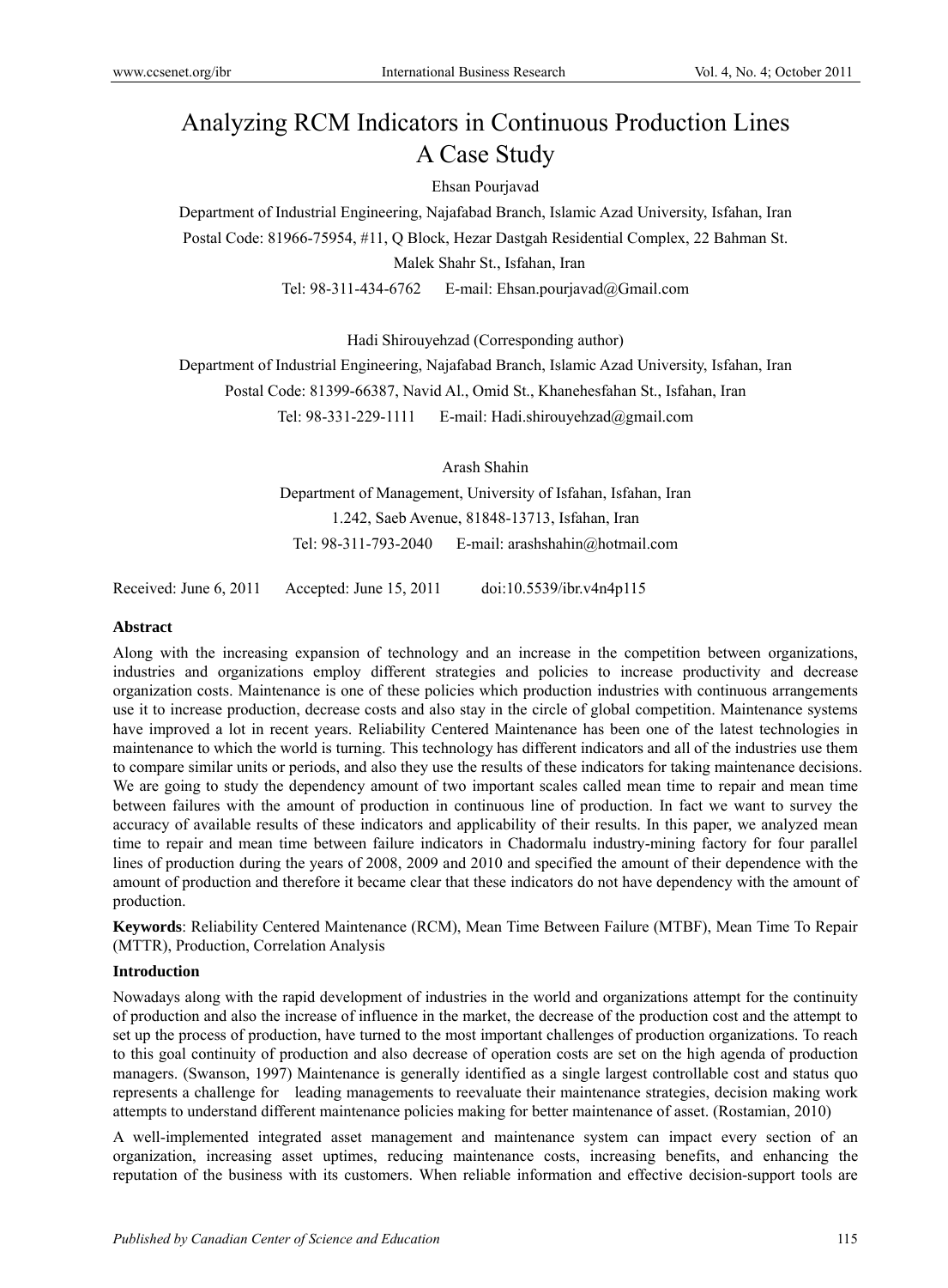# Analyzing RCM Indicators in Continuous Production Lines A Case Study

Ehsan Pourjavad

Department of Industrial Engineering, Najafabad Branch, Islamic Azad University, Isfahan, Iran

Postal Code: 81966-75954, #11, Q Block, Hezar Dastgah Residential Complex, 22 Bahman St.

Malek Shahr St., Isfahan, Iran

Tel: 98-311-434-6762 E-mail: Ehsan.pourjavad@Gmail.com

Hadi Shirouyehzad (Corresponding author)

Department of Industrial Engineering, Najafabad Branch, Islamic Azad University, Isfahan, Iran

Postal Code: 81399-66387, Navid Al., Omid St., Khanehesfahan St., Isfahan, Iran

Tel: 98-331-229-1111 E-mail: Hadi.shirouyehzad@gmail.com

Arash Shahin

Department of Management, University of Isfahan, Isfahan, Iran

1.242, Saeb Avenue, 81848-13713, Isfahan, Iran

Tel: 98-311-793-2040 E-mail: arashshahin@hotmail.com

Received: June 6, 2011 Accepted: June 15, 2011 doi:10.5539/ibr.v4n4p115

**Abstract**

Along with the increasing expansion of technology and an increase in the competition between organizations, industries and organizations employ different strategies and policies to increase productivity and decrease organization costs. Maintenance is one of these policies which production industries with continuous arrangements use it to increase production, decrease costs and also stay in the circle of global competition. Maintenance systems have improved a lot in recent years. Reliability Centered Maintenance has been one of the latest technologies in maintenance to which the world is turning. This technology has different indicators and all of the industries use them to compare similar units or periods, and also they use the results of these indicators for taking maintenance decisions. We are going to study the dependency amount of two important scales called mean time to repair and mean time between failures with the amount of production in continuous line of production. In fact we want to survey the accuracy of available results of these indicators and applicability of their results. In this paper, we analyzed mean time to repair and mean time between failure indicators in Chadormalu industry-mining factory for four parallel lines of production during the years of 2008, 2009 and 2010 and specified the amount of their dependence with the amount of production and therefore it became clear that these indicators do not have dependency with the amount of production.

**Keywords**: Reliability Centered Maintenance (RCM), Mean Time Between Failure (MTBF), Mean Time To Repair (MTTR), Production, Correlation Analysis

## Introduction

Nowadays along with the rapid development of industries in the world and organizations attempt for the continuity of production and also the increase of influence in the market, the decrease of the production cost and the attempt to set up the process of production, have turned to the most important challenges of production organizations. To reach to this goal continuity of production and also decrease of operation costs are set on the high agenda of production managers. (Swanson, 1997) Maintenance is generally identified as a single largest controllable cost and status quo represents a challenge for leading managements to reevaluate their maintenance strategies, decision making work attempts to understand different maintenance policies making for better maintenance of asset. (Rostamian, 2010)

A well-implemented integrated asset management and maintenance system can impact every section of an organization, increasing asset uptimes, reducing maintenance costs, increasing benefits, and enhancing the reputation of the business with its customers. When reliable information and effective decision-support tools are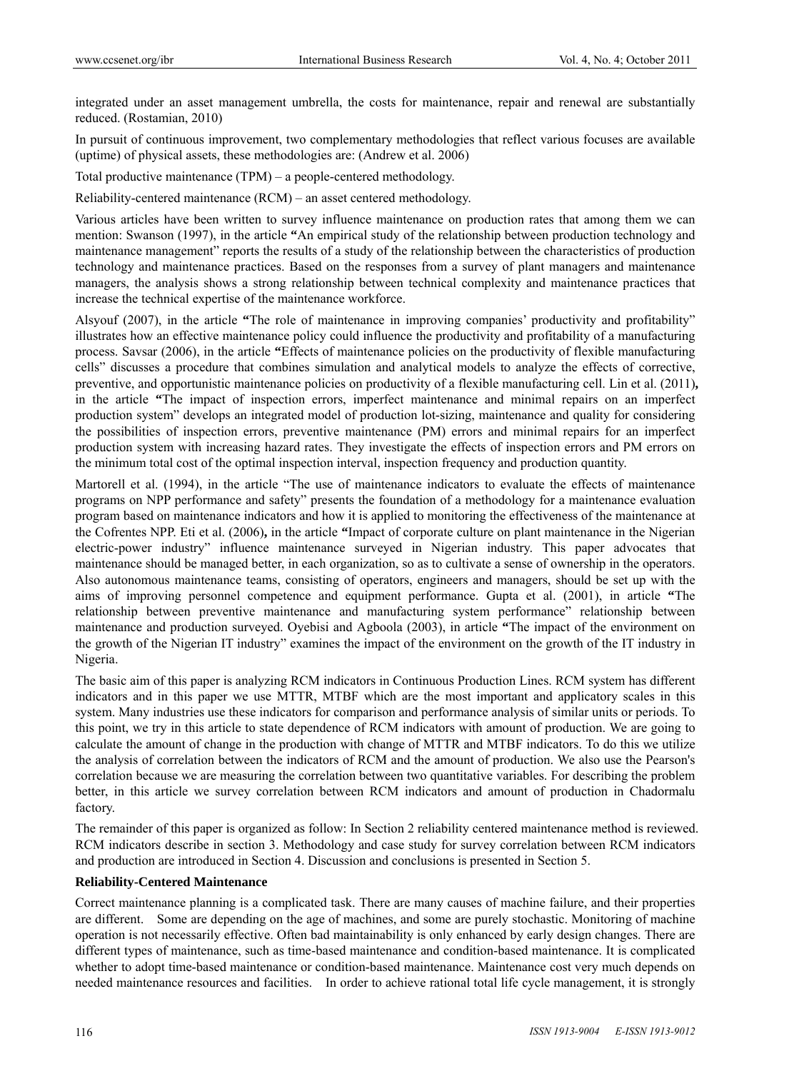integrated under an asset management umbrella, the costs for maintenance, repair and renewal are substantially reduced. (Rostamian, 2010)

In pursuit of continuous improvement, two complementary methodologies that reflect various focuses are available (uptime) of physical assets, these methodologies are: (Andrew et al. 2006)

Total productive maintenance (TPM) – a people-centered methodology.

Reliability-centered maintenance (RCM) – an asset centered methodology.

Various articles have been written to survey influence maintenance on production rates that among them we can mention: Swanson (1997), in the article **"**An empirical study of the relationship between production technology and maintenance management" reports the results of a study of the relationship between the characteristics of production technology and maintenance practices. Based on the responses from a survey of plant managers and maintenance managers, the analysis shows a strong relationship between technical complexity and maintenance practices that increase the technical expertise of the maintenance workforce.

Alsyouf (2007), in the article **"**The role of maintenance in improving companies' productivity and profitability" illustrates how an effective maintenance policy could influence the productivity and profitability of a manufacturing process. Savsar (2006), in the article **"**Effects of maintenance policies on the productivity of flexible manufacturing cells" discusses a procedure that combines simulation and analytical models to analyze the effects of corrective, preventive, and opportunistic maintenance policies on productivity of a flexible manufacturing cell. Lin et al. (2011)**,** in the article **"**The impact of inspection errors, imperfect maintenance and minimal repairs on an imperfect production system" develops an integrated model of production lot-sizing, maintenance and quality for considering the possibilities of inspection errors, preventive maintenance (PM) errors and minimal repairs for an imperfect production system with increasing hazard rates. They investigate the effects of inspection errors and PM errors on the minimum total cost of the optimal inspection interval, inspection frequency and production quantity.

Martorell et al. (1994), in the article "The use of maintenance indicators to evaluate the effects of maintenance programs on NPP performance and safety" presents the foundation of a methodology for a maintenance evaluation program based on maintenance indicators and how it is applied to monitoring the effectiveness of the maintenance at the Cofrentes NPP. Eti et al. (2006)**,** in the article **"**Impact of corporate culture on plant maintenance in the Nigerian electric-power industry" influence maintenance surveyed in Nigerian industry. This paper advocates that maintenance should be managed better, in each organization, so as to cultivate a sense of ownership in the operators. Also autonomous maintenance teams, consisting of operators, engineers and managers, should be set up with the aims of improving personnel competence and equipment performance. Gupta et al. (2001), in article **"**The relationship between preventive maintenance and manufacturing system performance" relationship between maintenance and production surveyed. Oyebisi and Agboola (2003), in article **"**The impact of the environment on the growth of the Nigerian IT industry" examines the impact of the environment on the growth of the IT industry in Nigeria.

The basic aim of this paper is analyzing RCM indicators in Continuous Production Lines. RCM system has different indicators and in this paper we use MTTR, MTBF which are the most important and applicatory scales in this system. Many industries use these indicators for comparison and performance analysis of similar units or periods. To this point, we try in this article to state dependence of RCM indicators with amount of production. We are going to calculate the amount of change in the production with change of MTTR and MTBF indicators. To do this we utilize the analysis of correlation between the indicators of RCM and the amount of production. We also use the Pearson's correlation because we are measuring the correlation between two quantitative variables. For describing the problem better, in this article we survey correlation between RCM indicators and amount of production in Chadormalu factory.

The remainder of this paper is organized as follow: In Section 2 reliability centered maintenance method is reviewed. RCM indicators describe in section 3. Methodology and case study for survey correlation between RCM indicators and production are introduced in Section 4. Discussion and conclusions is presented in Section 5.

## Reliability-Centered Maintenance

Correct maintenance planning is a complicated task. There are many causes of machine failure, and their properties are different. Some are depending on the age of machines, and some are purely stochastic. Monitoring of machine operation is not necessarily effective. Often bad maintainability is only enhanced by early design changes. There are different types of maintenance, such as time-based maintenance and condition-based maintenance. It is complicated whether to adopt time-based maintenance or condition-based maintenance. Maintenance cost very much depends on needed maintenance resources and facilities. In order to achieve rational total life cycle management, it is strongly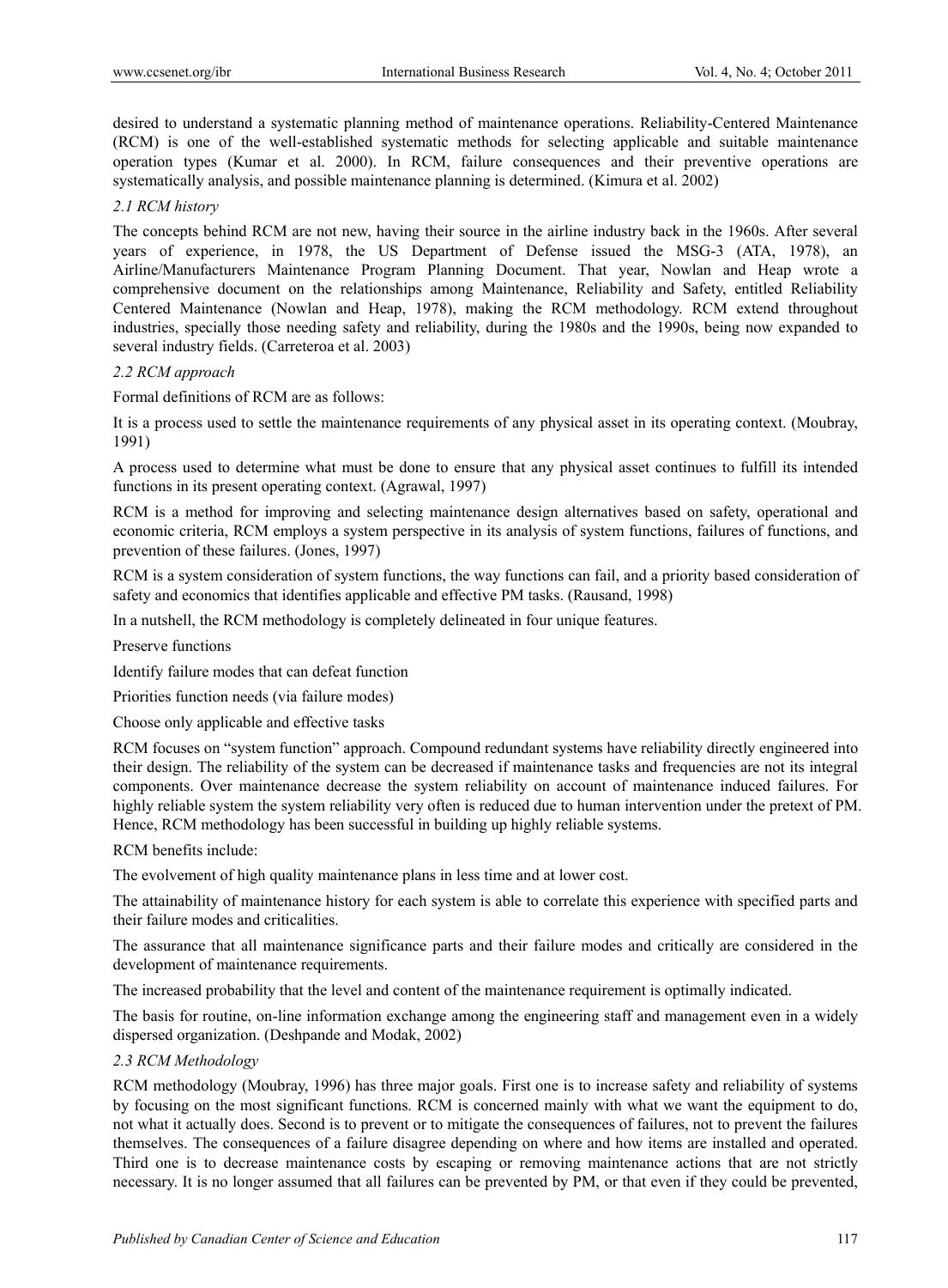desired to understand a systematic planning method of maintenance operations. Reliability-Centered Maintenance (RCM) is one of the well-established systematic methods for selecting applicable and suitable maintenance operation types (Kumar et al. 2000). In RCM, failure consequences and their preventive operations are systematically analysis, and possible maintenance planning is determined. (Kimura et al. 2002)

### *2.1 RCM history*

The concepts behind RCM are not new, having their source in the airline industry back in the 1960s. After several years of experience, in 1978, the US Department of Defense issued the MSG-3 (ATA, 1978), an Airline/Manufacturers Maintenance Program Planning Document. That year, Nowlan and Heap wrote a comprehensive document on the relationships among Maintenance, Reliability and Safety, entitled Reliability Centered Maintenance (Nowlan and Heap, 1978), making the RCM methodology. RCM extend throughout industries, specially those needing safety and reliability, during the 1980s and the 1990s, being now expanded to several industry fields. (Carreteroa et al. 2003)

### *2.2 RCM approach*

Formal definitions of RCM are as follows:

It is a process used to settle the maintenance requirements of any physical asset in its operating context. (Moubray, 1991)

A process used to determine what must be done to ensure that any physical asset continues to fulfill its intended functions in its present operating context. (Agrawal, 1997)

RCM is a method for improving and selecting maintenance design alternatives based on safety, operational and economic criteria, RCM employs a system perspective in its analysis of system functions, failures of functions, and prevention of these failures. (Jones, 1997)

RCM is a system consideration of system functions, the way functions can fail, and a priority based consideration of safety and economics that identifies applicable and effective PM tasks. (Rausand, 1998)

In a nutshell, the RCM methodology is completely delineated in four unique features.

Preserve functions

Identify failure modes that can defeat function

Priorities function needs (via failure modes)

Choose only applicable and effective tasks

RCM focuses on "system function" approach. Compound redundant systems have reliability directly engineered into their design. The reliability of the system can be decreased if maintenance tasks and frequencies are not its integral components. Over maintenance decrease the system reliability on account of maintenance induced failures. For highly reliable system the system reliability very often is reduced due to human intervention under the pretext of PM. Hence, RCM methodology has been successful in building up highly reliable systems.

RCM benefits include:

The evolvement of high quality maintenance plans in less time and at lower cost.

The attainability of maintenance history for each system is able to correlate this experience with specified parts and their failure modes and criticalities.

The assurance that all maintenance significance parts and their failure modes and critically are considered in the development of maintenance requirements.

The increased probability that the level and content of the maintenance requirement is optimally indicated.

The basis for routine, on-line information exchange among the engineering staff and management even in a widely dispersed organization. (Deshpande and Modak, 2002)

### *2.3 RCM Methodology*

RCM methodology (Moubray, 1996) has three major goals. First one is to increase safety and reliability of systems by focusing on the most significant functions. RCM is concerned mainly with what we want the equipment to do, not what it actually does. Second is to prevent or to mitigate the consequences of failures, not to prevent the failures themselves. The consequences of a failure disagree depending on where and how items are installed and operated. Third one is to decrease maintenance costs by escaping or removing maintenance actions that are not strictly necessary. It is no longer assumed that all failures can be prevented by PM, or that even if they could be prevented,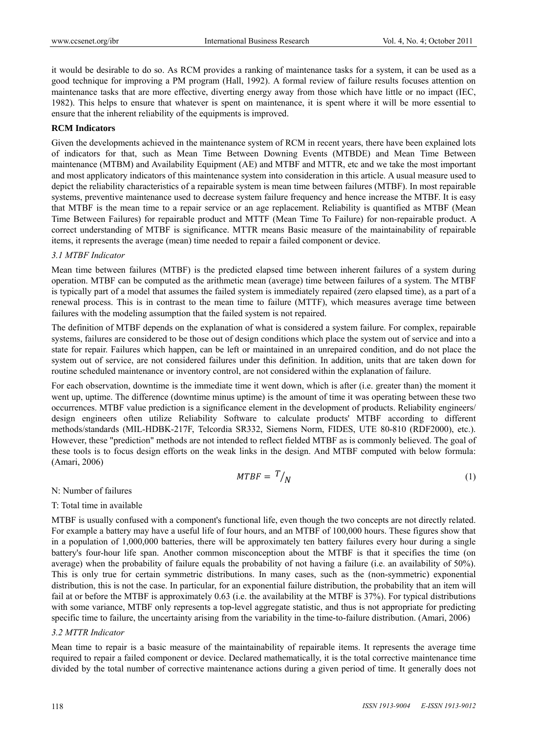it would be desirable to do so. As RCM provides a ranking of maintenance tasks for a system, it can be used as a good technique for improving a PM program (Hall, 1992). A formal review of failure results focuses attention on maintenance tasks that are more effective, diverting energy away from those which have little or no impact (IEC, 1982). This helps to ensure that whatever is spent on maintenance, it is spent where it will be more essential to ensure that the inherent reliability of the equipments is improved.

**RCM Indicators**

Given the developments achieved in the maintenance system of RCM in recent years, there have been explained lots of indicators for that, such as Mean Time Between Downing Events (MTBDE) and Mean Time Between maintenance (MTBM) and Availability Equipment (AE) and MTBF and MTTR, etc and we take the most important and most applicatory indicators of this maintenance system into consideration in this article. A usual measure used to depict the reliability characteristics of a repairable system is mean time between failures (MTBF). In most repairable systems, preventive maintenance used to decrease system failure frequency and hence increase the MTBF. It is easy that MTBF is the mean time to a repair service or an age replacement. Reliability is quantified as MTBF (Mean Time Between Failures) for repairable product and MTTF (Mean Time To Failure) for non-repairable product. A correct understanding of MTBF is significance. MTTR means Basic measure of the maintainability of repairable items, it represents the average (mean) time needed to repair a failed component or device.

### *3.1 MTBF Indicator*

Mean time between failures (MTBF) is the predicted elapsed time between inherent failures of a system during operation. MTBF can be computed as the arithmetic mean (average) time between failures of a system. The MTBF is typically part of a model that assumes the failed system is immediately repaired (zero elapsed time), as a part of a renewal process. This is in contrast to the mean time to failure (MTTF), which measures average time between failures with the modeling assumption that the failed system is not repaired.

The definition of MTBF depends on the explanation of what is considered a system failure. For complex, repairable systems, failures are considered to be those out of design conditions which place the system out of service and into a state for repair. Failures which happen, can be left or maintained in an unrepaired condition, and do not place the system out of service, are not considered failures under this definition. In addition, units that are taken down for routine scheduled maintenance or inventory control, are not considered within the explanation of failure.

For each observation, downtime is the immediate time it went down, which is after (i.e. greater than) the moment it went up, uptime. The difference (downtime minus uptime) is the amount of time it was operating between these two occurrences. MTBF value prediction is a significance element in the development of products. Reliability engineers/ design engineers often utilize Reliability Software to calculate products' MTBF according to different methods/standards (MIL-HDBK-217F, Telcordia SR332, Siemens Norm, FIDES, UTE 80-810 (RDF2000), etc.). However, these "prediction" methods are not intended to reflect fielded MTBF as is commonly believed. The goal of these tools is to focus design efforts on the weak links in the design. And MTBF computed with below formula: (Amari, 2006)

$$MTBF = {}^{T}/_{N} \tag{1}$$

N: Number of failures

T: Total time in available

MTBF is usually confused with a component's functional life, even though the two concepts are not directly related. For example a battery may have a useful life of four hours, and an MTBF of 100,000 hours. These figures show that in a population of 1,000,000 batteries, there will be approximately ten battery failures every hour during a single battery's four-hour life span. Another common misconception about the MTBF is that it specifies the time (on average) when the probability of failure equals the probability of not having a failure (i.e. an availability of 50%). This is only true for certain symmetric distributions. In many cases, such as the (non-symmetric) exponential distribution, this is not the case. In particular, for an exponential failure distribution, the probability that an item will fail at or before the MTBF is approximately 0.63 (i.e. the availability at the MTBF is 37%). For typical distributions with some variance, MTBF only represents a top-level aggregate statistic, and thus is not appropriate for predicting specific time to failure, the uncertainty arising from the variability in the time-to-failure distribution. (Amari, 2006)

### *3.2 MTTR Indicator*

Mean time to repair is a basic measure of the maintainability of repairable items. It represents the average time required to repair a failed component or device. Declared mathematically, it is the total corrective maintenance time divided by the total number of corrective maintenance actions during a given period of time. It generally does not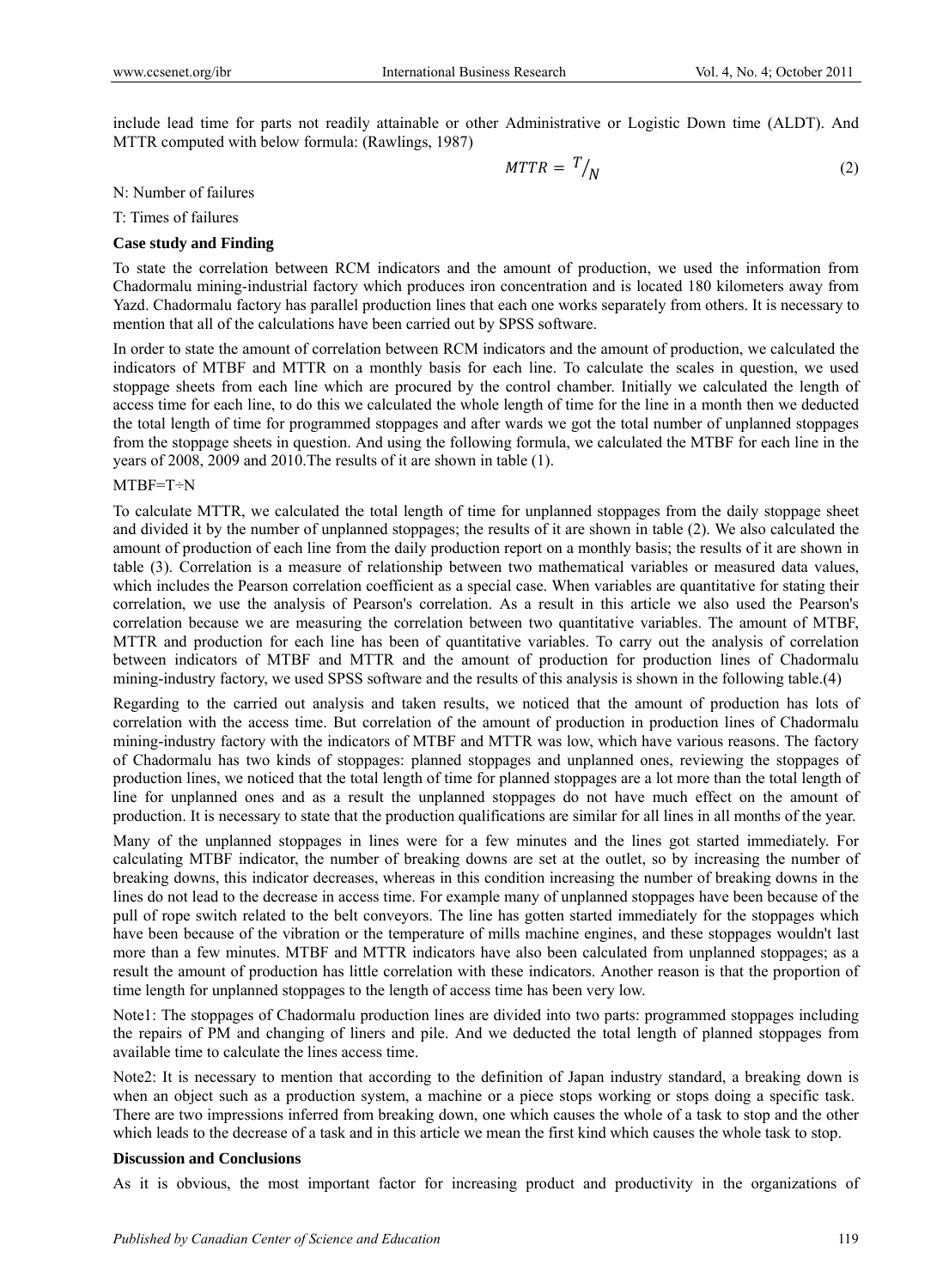include lead time for parts not readily attainable or other Administrative or Logistic Down time (ALDT). And MTTR computed with below formula: (Rawlings, 1987)

$$MTTR = {}^{T}/_{N} \tag{2}$$

N: Number of failures

T: Times of failures

**Case study and Finding**

To state the correlation between RCM indicators and the amount of production, we used the information from Chadormalu mining-industrial factory which produces iron concentration and is located 180 kilometers away from Yazd. Chadormalu factory has parallel production lines that each one works separately from others. It is necessary to mention that all of the calculations have been carried out by SPSS software.

In order to state the amount of correlation between RCM indicators and the amount of production, we calculated the indicators of MTBF and MTTR on a monthly basis for each line. To calculate the scales in question, we used stoppage sheets from each line which are procured by the control chamber. Initially we calculated the length of access time for each line, to do this we calculated the whole length of time for the line in a month then we deducted the total length of time for programmed stoppages and after wards we got the total number of unplanned stoppages from the stoppage sheets in question. And using the following formula, we calculated the MTBF for each line in the years of 2008, 2009 and 2010.The results of it are shown in table (1).

MTBF=T÷N

To calculate MTTR, we calculated the total length of time for unplanned stoppages from the daily stoppage sheet and divided it by the number of unplanned stoppages; the results of it are shown in table (2). We also calculated the amount of production of each line from the daily production report on a monthly basis; the results of it are shown in table (3). Correlation is a measure of relationship between two mathematical variables or measured data values, which includes the Pearson correlation coefficient as a special case. When variables are quantitative for stating their correlation, we use the analysis of Pearson's correlation. As a result in this article we also used the Pearson's correlation because we are measuring the correlation between two quantitative variables. The amount of MTBF, MTTR and production for each line has been of quantitative variables. To carry out the analysis of correlation between indicators of MTBF and MTTR and the amount of production for production lines of Chadormalu mining-industry factory, we used SPSS software and the results of this analysis is shown in the following table.(4)

Regarding to the carried out analysis and taken results, we noticed that the amount of production has lots of correlation with the access time. But correlation of the amount of production in production lines of Chadormalu mining-industry factory with the indicators of MTBF and MTTR was low, which have various reasons. The factory of Chadormalu has two kinds of stoppages: planned stoppages and unplanned ones, reviewing the stoppages of production lines, we noticed that the total length of time for planned stoppages are a lot more than the total length of line for unplanned ones and as a result the unplanned stoppages do not have much effect on the amount of production. It is necessary to state that the production qualifications are similar for all lines in all months of the year.

Many of the unplanned stoppages in lines were for a few minutes and the lines got started immediately. For calculating MTBF indicator, the number of breaking downs are set at the outlet, so by increasing the number of breaking downs, this indicator decreases, whereas in this condition increasing the number of breaking downs in the lines do not lead to the decrease in access time. For example many of unplanned stoppages have been because of the pull of rope switch related to the belt conveyors. The line has gotten started immediately for the stoppages which have been because of the vibration or the temperature of mills machine engines, and these stoppages wouldn't last more than a few minutes. MTBF and MTTR indicators have also been calculated from unplanned stoppages; as a result the amount of production has little correlation with these indicators. Another reason is that the proportion of time length for unplanned stoppages to the length of access time has been very low.

Note1: The stoppages of Chadormalu production lines are divided into two parts: programmed stoppages including the repairs of PM and changing of liners and pile. And we deducted the total length of planned stoppages from available time to calculate the lines access time.

Note2: It is necessary to mention that according to the definition of Japan industry standard, a breaking down is when an object such as a production system, a machine or a piece stops working or stops doing a specific task. There are two impressions inferred from breaking down, one which causes the whole of a task to stop and the other which leads to the decrease of a task and in this article we mean the first kind which causes the whole task to stop.

**Discussion and Conclusions**

As it is obvious, the most important factor for increasing product and productivity in the organizations of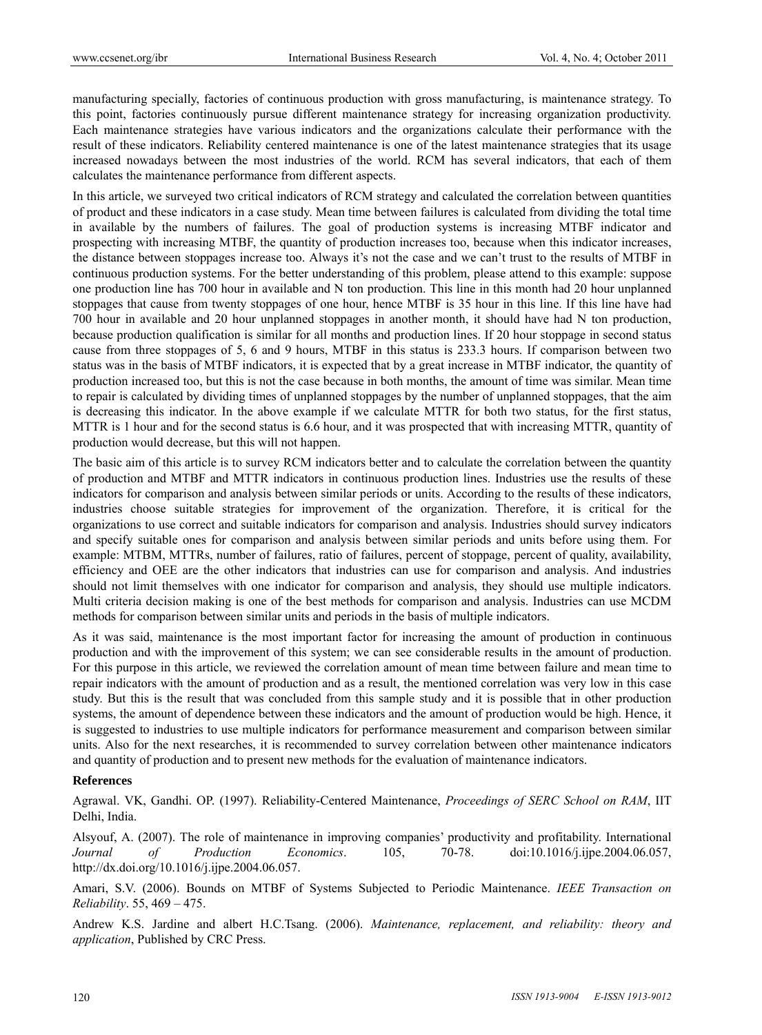manufacturing specially, factories of continuous production with gross manufacturing, is maintenance strategy. To this point, factories continuously pursue different maintenance strategy for increasing organization productivity. Each maintenance strategies have various indicators and the organizations calculate their performance with the result of these indicators. Reliability centered maintenance is one of the latest maintenance strategies that its usage increased nowadays between the most industries of the world. RCM has several indicators, that each of them calculates the maintenance performance from different aspects.

In this article, we surveyed two critical indicators of RCM strategy and calculated the correlation between quantities of product and these indicators in a case study. Mean time between failures is calculated from dividing the total time in available by the numbers of failures. The goal of production systems is increasing MTBF indicator and prospecting with increasing MTBF, the quantity of production increases too, because when this indicator increases, the distance between stoppages increase too. Always it's not the case and we can't trust to the results of MTBF in continuous production systems. For the better understanding of this problem, please attend to this example: suppose one production line has 700 hour in available and N ton production. This line in this month had 20 hour unplanned stoppages that cause from twenty stoppages of one hour, hence MTBF is 35 hour in this line. If this line have had 700 hour in available and 20 hour unplanned stoppages in another month, it should have had N ton production, because production qualification is similar for all months and production lines. If 20 hour stoppage in second status cause from three stoppages of 5, 6 and 9 hours, MTBF in this status is 233.3 hours. If comparison between two status was in the basis of MTBF indicators, it is expected that by a great increase in MTBF indicator, the quantity of production increased too, but this is not the case because in both months, the amount of time was similar. Mean time to repair is calculated by dividing times of unplanned stoppages by the number of unplanned stoppages, that the aim is decreasing this indicator. In the above example if we calculate MTTR for both two status, for the first status, MTTR is 1 hour and for the second status is 6.6 hour, and it was prospected that with increasing MTTR, quantity of production would decrease, but this will not happen.

The basic aim of this article is to survey RCM indicators better and to calculate the correlation between the quantity of production and MTBF and MTTR indicators in continuous production lines. Industries use the results of these indicators for comparison and analysis between similar periods or units. According to the results of these indicators, industries choose suitable strategies for improvement of the organization. Therefore, it is critical for the organizations to use correct and suitable indicators for comparison and analysis. Industries should survey indicators and specify suitable ones for comparison and analysis between similar periods and units before using them. For example: MTBM, MTTRs, number of failures, ratio of failures, percent of stoppage, percent of quality, availability, efficiency and OEE are the other indicators that industries can use for comparison and analysis. And industries should not limit themselves with one indicator for comparison and analysis, they should use multiple indicators. Multi criteria decision making is one of the best methods for comparison and analysis. Industries can use MCDM methods for comparison between similar units and periods in the basis of multiple indicators.

As it was said, maintenance is the most important factor for increasing the amount of production in continuous production and with the improvement of this system; we can see considerable results in the amount of production. For this purpose in this article, we reviewed the correlation amount of mean time between failure and mean time to repair indicators with the amount of production and as a result, the mentioned correlation was very low in this case study. But this is the result that was concluded from this sample study and it is possible that in other production systems, the amount of dependence between these indicators and the amount of production would be high. Hence, it is suggested to industries to use multiple indicators for performance measurement and comparison between similar units. Also for the next researches, it is recommended to survey correlation between other maintenance indicators and quantity of production and to present new methods for the evaluation of maintenance indicators.

## References

Agrawal. VK, Gandhi. OP. (1997). Reliability-Centered Maintenance, *Proceedings of SERC School on RAM*, IIT Delhi, India.

Alsyouf, A. (2007). The role of maintenance in improving companies' productivity and profitability. International *Journal of Production Economics*. 105, 70-78. doi:10.1016/j.ijpe.2004.06.057, http://dx.doi.org/10.1016/j.ijpe.2004.06.057.

Amari, S.V. (2006). Bounds on MTBF of Systems Subjected to Periodic Maintenance. *IEEE Transaction on Reliability*. 55, 469 – 475.

Andrew K.S. Jardine and albert H.C.Tsang. (2006). *Maintenance, replacement, and reliability: theory and application*, Published by CRC Press.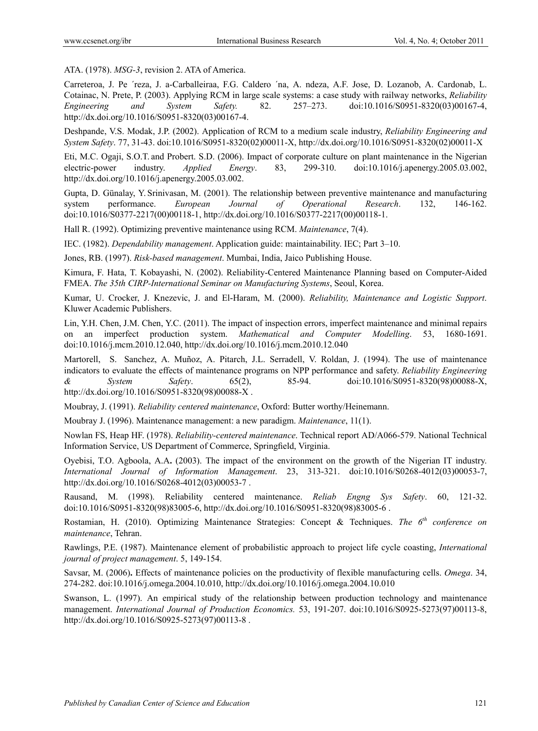ATA. (1978). *MSG-3*, revision 2. ATA of America.

Carreteroa, J. Pe ´reza, J. a-Carballeiraa, F.G. Caldero ´na, A. ndeza, A.F. Jose, D. Lozanob, A. Cardonab, L. Cotainac, N. Prete, P. (2003). Applying RCM in large scale systems: a case study with railway networks, *Reliability Engineering and System Safety.* 82. 257–273. doi:10.1016/S0951-8320(03)00167-4, http://dx.doi.org/10.1016/S0951-8320(03)00167-4.

Deshpande, V.S. Modak, J.P. (2002). Application of RCM to a medium scale industry, *Reliability Engineering and System Safety*. 77, 31-43. doi:10.1016/S0951-8320(02)00011-X, http://dx.doi.org/10.1016/S0951-8320(02)00011-X

Eti, M.C. Ogaji, S.O.T. and Probert. S.D. (2006). Impact of corporate culture on plant maintenance in the Nigerian electric-power industry. *Applied Energy*. 83, 299-310. doi:10.1016/j.apenergy.2005.03.002, http://dx.doi.org/10.1016/j.apenergy.2005.03.002.

Gupta, D. Günalay, Y. Srinivasan, M. (2001). The relationship between preventive maintenance and manufacturing system performance. *European Journal of Operational Research*. 132, 146-162. doi:10.1016/S0377-2217(00)00118-1, http://dx.doi.org/10.1016/S0377-2217(00)00118-1.

Hall R. (1992). Optimizing preventive maintenance using RCM. *Maintenance*, 7(4).

IEC. (1982). *Dependability management*. Application guide: maintainability. IEC; Part 3–10.

Jones, RB. (1997). *Risk-based management*. Mumbai, India, Jaico Publishing House.

Kimura, F. Hata, T. Kobayashi, N. (2002). Reliability-Centered Maintenance Planning based on Computer-Aided FMEA. *The 35th CIRP-International Seminar on Manufacturing Systems*, Seoul, Korea.

Kumar, U. Crocker, J. Knezevic, J. and El-Haram, M. (2000). *Reliability, Maintenance and Logistic Support*. Kluwer Academic Publishers.

Lin, Y.H. Chen, J.M. Chen, Y.C. (2011). The impact of inspection errors, imperfect maintenance and minimal repairs on an imperfect production system. *Mathematical and Computer Modelling*. 53, 1680-1691. doi:10.1016/j.mcm.2010.12.040, http://dx.doi.org/10.1016/j.mcm.2010.12.040

Martorell, S. Sanchez, A. Muñoz, A. Pitarch, J.L. Serradell, V. Roldan, J. (1994). The use of maintenance indicators to evaluate the effects of maintenance programs on NPP performance and safety. *Reliability Engineering & System Safety*. 65(2), 85-94. doi:10.1016/S0951-8320(98)00088-X, http://dx.doi.org/10.1016/S0951-8320(98)00088-X .

Moubray, J. (1991). *Reliability centered maintenance*, Oxford: Butter worthy/Heinemann.

Moubray J. (1996). Maintenance management: a new paradigm. *Maintenance*, 11(1).

Nowlan FS, Heap HF. (1978). *Reliability-centered maintenance*. Technical report AD/A066-579. National Technical Information Service, US Department of Commerce, Springfield, Virginia.

Oyebisi, T.O. Agboola, A.A**.** (2003). The impact of the environment on the growth of the Nigerian IT industry. *International Journal of Information Management*. 23, 313-321. doi:10.1016/S0268-4012(03)00053-7, http://dx.doi.org/10.1016/S0268-4012(03)00053-7 .

Rausand, M. (1998). Reliability centered maintenance. *Reliab Engng Sys Safety*. 60, 121-32. doi:10.1016/S0951-8320(98)83005-6, http://dx.doi.org/10.1016/S0951-8320(98)83005-6 .

Rostamian, H. (2010). Optimizing Maintenance Strategies: Concept & Techniques. *The 6th conference on maintenance*, Tehran.

Rawlings, P.E. (1987). Maintenance element of probabilistic approach to project life cycle coasting, *International journal of project management*. 5, 149-154.

Savsar, M. (2006)**.** Effects of maintenance policies on the productivity of flexible manufacturing cells. *Omega*. 34, 274-282. doi:10.1016/j.omega.2004.10.010, http://dx.doi.org/10.1016/j.omega.2004.10.010

Swanson, L. (1997). An empirical study of the relationship between production technology and maintenance management. *International Journal of Production Economics.* 53, 191-207. doi:10.1016/S0925-5273(97)00113-8, http://dx.doi.org/10.1016/S0925-5273(97)00113-8 .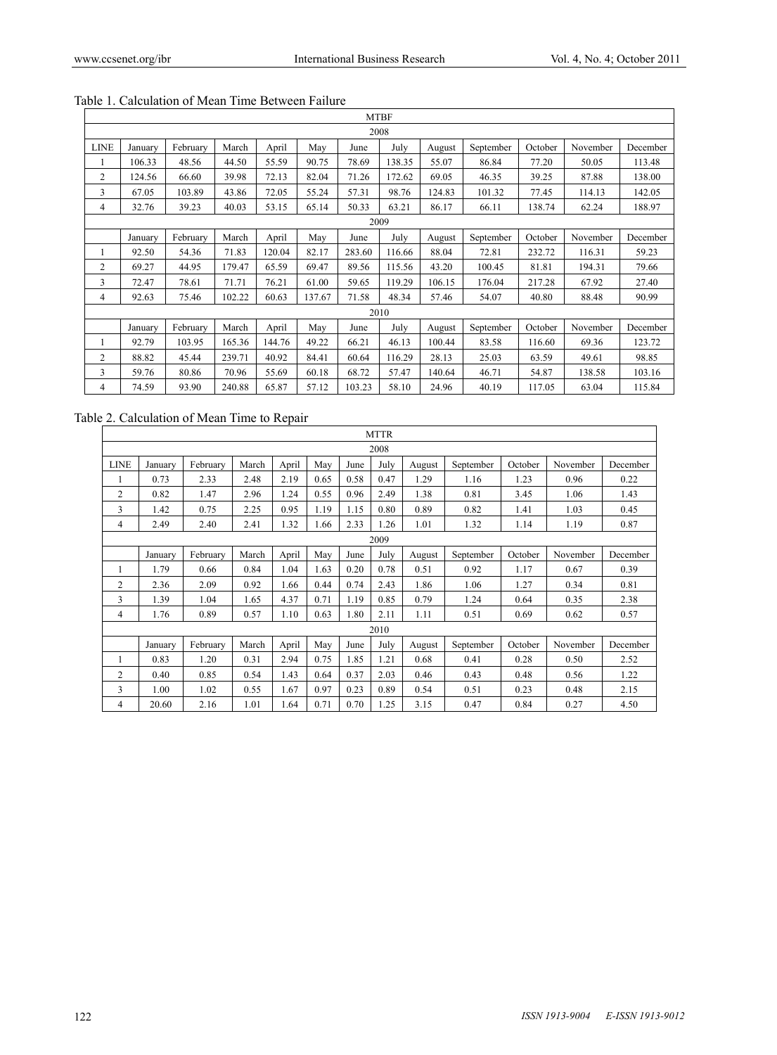Table 1. Calculation of Mean Time Between Failure

| MTBF | | | | | | | | | | | | |
|---|---|---|---|---|---|---|---|---|---|---|---|---|
| 2008 | | | | | | | | | | | | |
| LINE | January | February | March | April | May | June | July | August | September | October | November | December |
| 1 | 106.33 | 48.56 | 44.50 | 55.59 | 90.75 | 78.69 | 138.35 | 55.07 | 86.84 | 77.20 | 50.05 | 113.48 |
| 2 | 124.56 | 66.60 | 39.98 | 72.13 | 82.04 | 71.26 | 172.62 | 69.05 | 46.35 | 39.25 | 87.88 | 138.00 |
| 3 | 67.05 | 103.89 | 43.86 | 72.05 | 55.24 | 57.31 | 98.76 | 124.83 | 101.32 | 77.45 | 114.13 | 142.05 |
| 4 | 32.76 | 39.23 | 40.03 | 53.15 | 65.14 | 50.33 | 63.21 | 86.17 | 66.11 | 138.74 | 62.24 | 188.97 |
| 2009 | | | | | | | | | | | | |
| | January | February | March | April | May | June | July | August | September | October | November | December |
| 1 | 92.50 | 54.36 | 71.83 | 120.04 | 82.17 | 283.60 | 116.66 | 88.04 | 72.81 | 232.72 | 116.31 | 59.23 |
| 2 | 69.27 | 44.95 | 179.47 | 65.59 | 69.47 | 89.56 | 115.56 | 43.20 | 100.45 | 81.81 | 194.31 | 79.66 |
| 3 | 72.47 | 78.61 | 71.71 | 76.21 | 61.00 | 59.65 | 119.29 | 106.15 | 176.04 | 217.28 | 67.92 | 27.40 |
| 4 | 92.63 | 75.46 | 102.22 | 60.63 | 137.67 | 71.58 | 48.34 | 57.46 | 54.07 | 40.80 | 88.48 | 90.99 |
| 2010 | | | | | | | | | | | | |
| | January | February | March | April | May | June | July | August | September | October | November | December |
| 1 | 92.79 | 103.95 | 165.36 | 144.76 | 49.22 | 66.21 | 46.13 | 100.44 | 83.58 | 116.60 | 69.36 | 123.72 |
| 2 | 88.82 | 45.44 | 239.71 | 40.92 | 84.41 | 60.64 | 116.29 | 28.13 | 25.03 | 63.59 | 49.61 | 98.85 |
| 3 | 59.76 | 80.86 | 70.96 | 55.69 | 60.18 | 68.72 | 57.47 | 140.64 | 46.71 | 54.87 | 138.58 | 103.16 |
| 4 | 74.59 | 93.90 | 240.88 | 65.87 | 57.12 | 103.23 | 58.10 | 24.96 | 40.19 | 117.05 | 63.04 | 115.84 |

Table 2. Calculation of Mean Time to Repair

| MTTR | | | | | | | | | | | | |
|---|---|---|---|---|---|---|---|---|---|---|---|---|
| 2008 | | | | | | | | | | | | |
| LINE | January | February | March | April | May | June | July | August | September | October | November | December |
| 1 | 0.73 | 2.33 | 2.48 | 2.19 | 0.65 | 0.58 | 0.47 | 1.29 | 1.16 | 1.23 | 0.96 | 0.22 |
| 2 | 0.82 | 1.47 | 2.96 | 1.24 | 0.55 | 0.96 | 2.49 | 1.38 | 0.81 | 3.45 | 1.06 | 1.43 |
| 3 | 1.42 | 0.75 | 2.25 | 0.95 | 1.19 | 1.15 | 0.80 | 0.89 | 0.82 | 1.41 | 1.03 | 0.45 |
| 4 | 2.49 | 2.40 | 2.41 | 1.32 | 1.66 | 2.33 | 1.26 | 1.01 | 1.32 | 1.14 | 1.19 | 0.87 |
| 2009 | | | | | | | | | | | | |
| | January | February | March | April | May | June | July | August | September | October | November | December |
| 1 | 1.79 | 0.66 | 0.84 | 1.04 | 1.63 | 0.20 | 0.78 | 0.51 | 0.92 | 1.17 | 0.67 | 0.39 |
| 2 | 2.36 | 2.09 | 0.92 | 1.66 | 0.44 | 0.74 | 2.43 | 1.86 | 1.06 | 1.27 | 0.34 | 0.81 |
| 3 | 1.39 | 1.04 | 1.65 | 4.37 | 0.71 | 1.19 | 0.85 | 0.79 | 1.24 | 0.64 | 0.35 | 2.38 |
| 4 | 1.76 | 0.89 | 0.57 | 1.10 | 0.63 | 1.80 | 2.11 | 1.11 | 0.51 | 0.69 | 0.62 | 0.57 |
| 2010 | | | | | | | | | | | | |
| | January | February | March | April | May | June | July | August | September | October | November | December |
| 1 | 0.83 | 1.20 | 0.31 | 2.94 | 0.75 | 1.85 | 1.21 | 0.68 | 0.41 | 0.28 | 0.50 | 2.52 |
| 2 | 0.40 | 0.85 | 0.54 | 1.43 | 0.64 | 0.37 | 2.03 | 0.46 | 0.43 | 0.48 | 0.56 | 1.22 |
| 3 | 1.00 | 1.02 | 0.55 | 1.67 | 0.97 | 0.23 | 0.89 | 0.54 | 0.51 | 0.23 | 0.48 | 2.15 |
| 4 | 20.60 | 2.16 | 1.01 | 1.64 | 0.71 | 0.70 | 1.25 | 3.15 | 0.47 | 0.84 | 0.27 | 4.50 |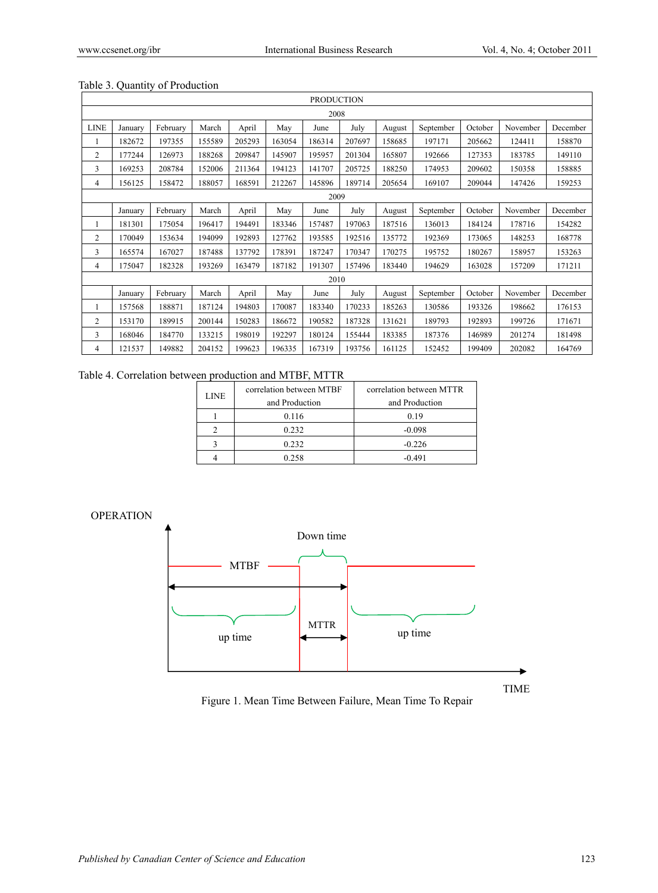Table 3. Quantity of Production

| PRODUCTION | | | | | | | | | | | | |
|---|---|---|---|---|---|---|---|---|---|---|---|---|
| 2008 | | | | | | | | | | | | |
| LINE | January | February | March | April | May | June | July | August | September | October | November | December |
| 1 | 182672 | 197355 | 155589 | 205293 | 163054 | 186314 | 207697 | 158685 | 197171 | 205662 | 124411 | 158870 |
| 2 | 177244 | 126973 | 188268 | 209847 | 145907 | 195957 | 201304 | 165807 | 192666 | 127353 | 183785 | 149110 |
| 3 | 169253 | 208784 | 152006 | 211364 | 194123 | 141707 | 205725 | 188250 | 174953 | 209602 | 150358 | 158885 |
| 4 | 156125 | 158472 | 188057 | 168591 | 212267 | 145896 | 189714 | 205654 | 169107 | 209044 | 147426 | 159253 |
| 2009 | | | | | | | | | | | | |
| | January | February | March | April | May | June | July | August | September | October | November | December |
| 1 | 181301 | 175054 | 196417 | 194491 | 183346 | 157487 | 197063 | 187516 | 136013 | 184124 | 178716 | 154282 |
| 2 | 170049 | 153634 | 194099 | 192893 | 127762 | 193585 | 192516 | 135772 | 192369 | 173065 | 148253 | 168778 |
| 3 | 165574 | 167027 | 187488 | 137792 | 178391 | 187247 | 170347 | 170275 | 195752 | 180267 | 158957 | 153263 |
| 4 | 175047 | 182328 | 193269 | 163479 | 187182 | 191307 | 157496 | 183440 | 194629 | 163028 | 157209 | 171211 |
| 2010 | | | | | | | | | | | | |
| | January | February | March | April | May | June | July | August | September | October | November | December |
| 1 | 157568 | 188871 | 187124 | 194803 | 170087 | 183340 | 170233 | 185263 | 130586 | 193326 | 198662 | 176153 |
| 2 | 153170 | 189915 | 200144 | 150283 | 186672 | 190582 | 187328 | 131621 | 189793 | 192893 | 199726 | 171671 |
| 3 | 168046 | 184770 | 133215 | 198019 | 192297 | 180124 | 155444 | 183385 | 187376 | 146989 | 201274 | 181498 |
| 4 | 121537 | 149882 | 204152 | 199623 | 196335 | 167319 | 193756 | 161125 | 152452 | 199409 | 202082 | 164769 |

Table 4. Correlation between production and MTBF, MTTR

| LINE | correlation between MTBF and Production | correlation between MTTR and Production |
|---|---|---|
| 1 | 0.116 | 0.19 |
| 2 | 0.232 | -0.098 |
| 3 | 0.232 | -0.226 |
| 4 | 0.258 | -0.491 |

OPERATION

Down time

MTBF

MTTR

up time

up time

TIME

Figure 1. Mean Time Between Failure, Mean Time To Repair